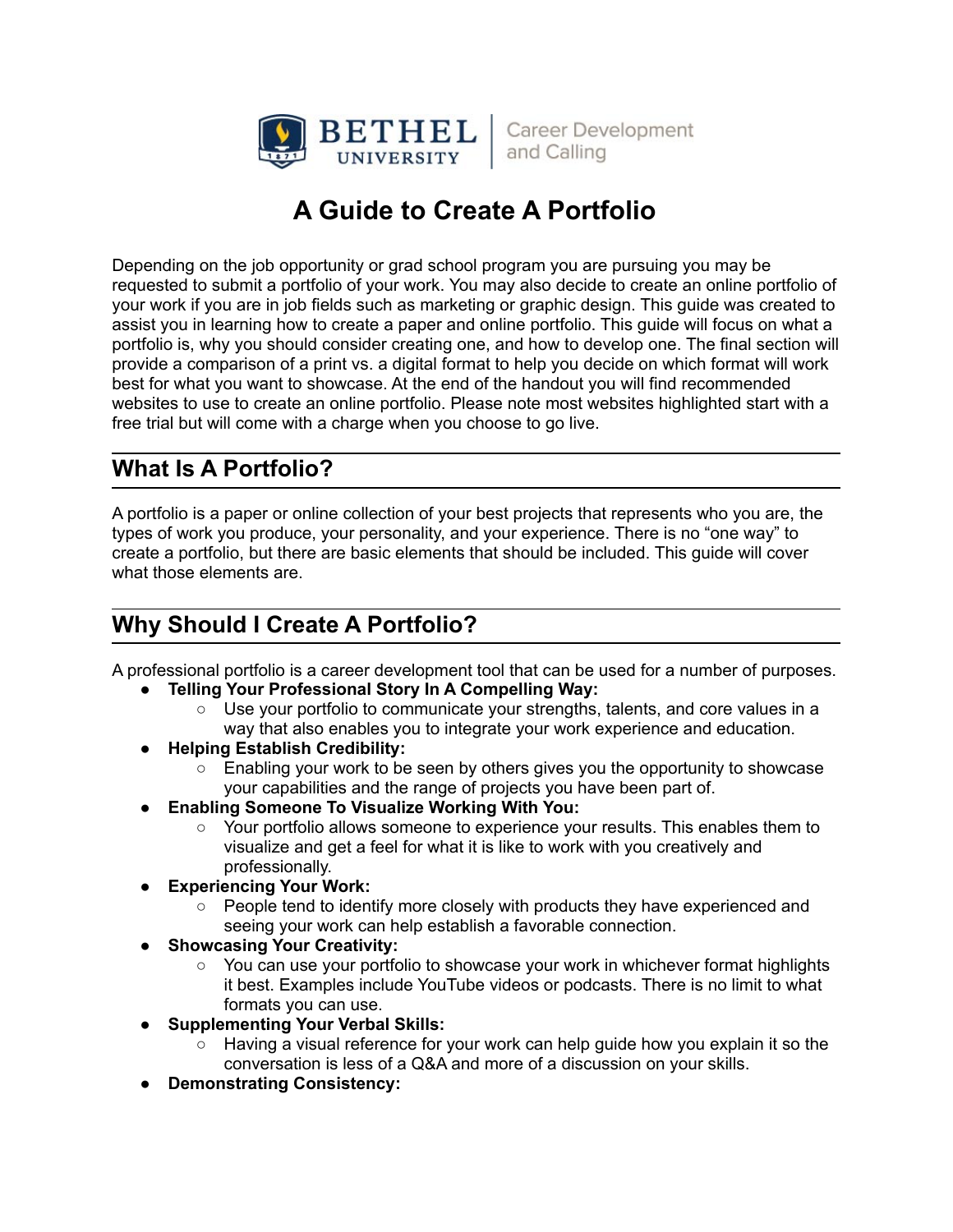Bethel University | Career Development and Calling

# A Guide to Create A Portfolio

Depending on the job opportunity or grad school program you are pursuing you may be requested to submit a portfolio of your work. You may also decide to create an online portfolio of your work if you are in job fields such as marketing or graphic design. This guide was created to assist you in learning how to create a paper and online portfolio. This guide will focus on what a portfolio is, why you should consider creating one, and how to develop one. The final section will provide a comparison of a print vs. a digital format to help you decide on which format will work best for what you want to showcase. At the end of the handout you will find recommended websites to use to create an online portfolio. Please note most websites highlighted start with a free trial but will come with a charge when you choose to go live.

## What Is A Portfolio?

A portfolio is a paper or online collection of your best projects that represents who you are, the types of work you produce, your personality, and your experience. There is no "one way" to create a portfolio, but there are basic elements that should be included. This guide will cover what those elements are.

## Why Should I Create A Portfolio?

A professional portfolio is a career development tool that can be used for a number of purposes.

- **Telling Your Professional Story In A Compelling Way:**
  - Use your portfolio to communicate your strengths, talents, and core values in a way that also enables you to integrate your work experience and education.
- **Helping Establish Credibility:**
  - Enabling your work to be seen by others gives you the opportunity to showcase your capabilities and the range of projects you have been part of.
- **Enabling Someone To Visualize Working With You:**
  - Your portfolio allows someone to experience your results. This enables them to visualize and get a feel for what it is like to work with you creatively and professionally.
- **Experiencing Your Work:**
  - People tend to identify more closely with products they have experienced and seeing your work can help establish a favorable connection.
- **Showcasing Your Creativity:**
  - You can use your portfolio to showcase your work in whichever format highlights it best. Examples include YouTube videos or podcasts. There is no limit to what formats you can use.
- **Supplementing Your Verbal Skills:**
  - Having a visual reference for your work can help guide how you explain it so the conversation is less of a Q&A and more of a discussion on your skills.
- **Demonstrating Consistency:**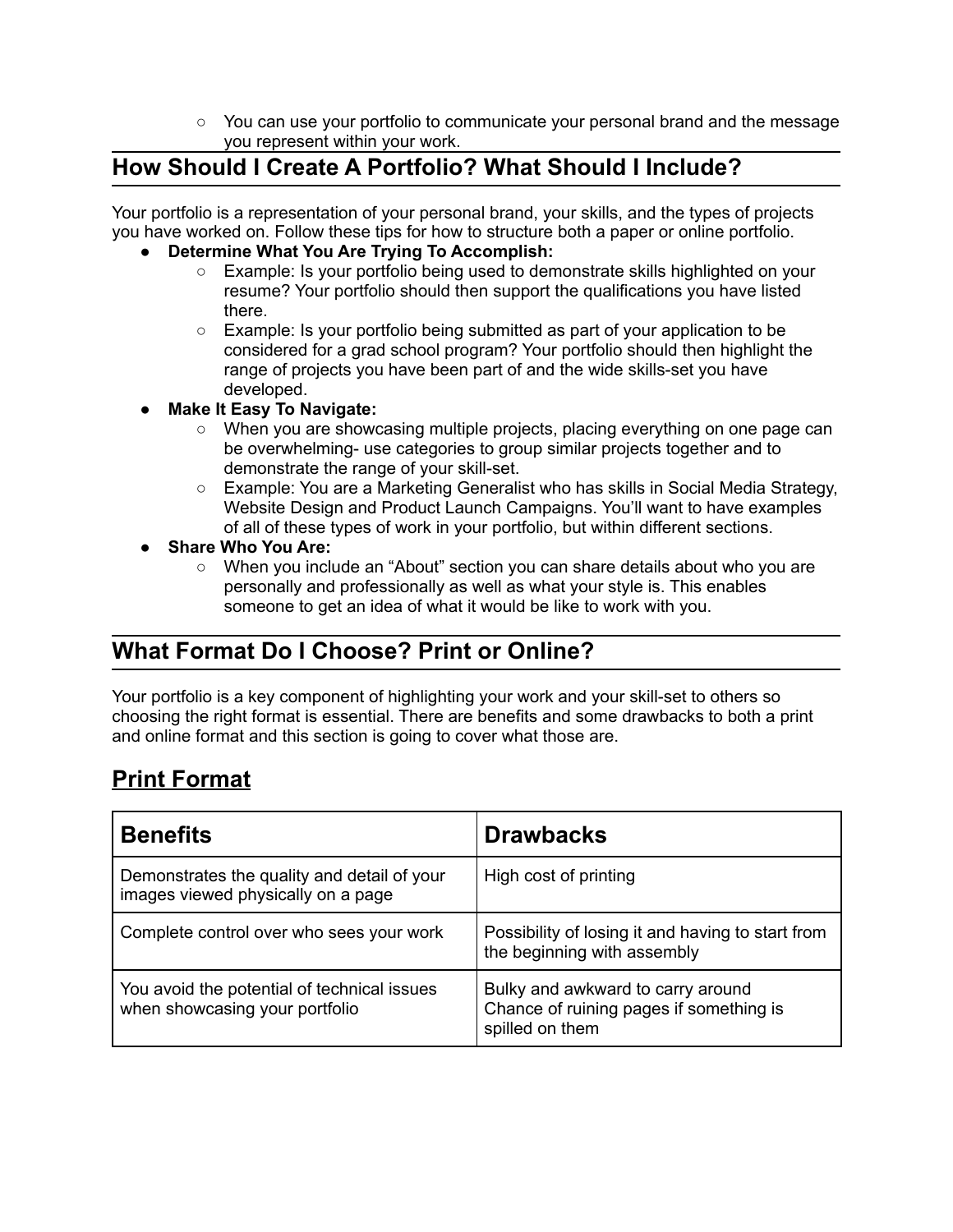- You can use your portfolio to communicate your personal brand and the message you represent within your work.

## How Should I Create A Portfolio? What Should I Include?

Your portfolio is a representation of your personal brand, your skills, and the types of projects you have worked on. Follow these tips for how to structure both a paper or online portfolio.

- **Determine What You Are Trying To Accomplish:**
  - Example: Is your portfolio being used to demonstrate skills highlighted on your resume? Your portfolio should then support the qualifications you have listed there.
  - Example: Is your portfolio being submitted as part of your application to be considered for a grad school program? Your portfolio should then highlight the range of projects you have been part of and the wide skills-set you have developed.
- **Make It Easy To Navigate:**
  - When you are showcasing multiple projects, placing everything on one page can be overwhelming- use categories to group similar projects together and to demonstrate the range of your skill-set.
  - Example: You are a Marketing Generalist who has skills in Social Media Strategy, Website Design and Product Launch Campaigns. You'll want to have examples of all of these types of work in your portfolio, but within different sections.
- **Share Who You Are:**
  - When you include an "About" section you can share details about who you are personally and professionally as well as what your style is. This enables someone to get an idea of what it would be like to work with you.

## What Format Do I Choose? Print or Online?

Your portfolio is a key component of highlighting your work and your skill-set to others so choosing the right format is essential. There are benefits and some drawbacks to both a print and online format and this section is going to cover what those are.

### Print Format

| Benefits | Drawbacks |
|---|---|
| Demonstrates the quality and detail of your images viewed physically on a page | High cost of printing |
| Complete control over who sees your work | Possibility of losing it and having to start from the beginning with assembly |
| You avoid the potential of technical issues when showcasing your portfolio | Bulky and awkward to carry around<br>Chance of ruining pages if something is spilled on them |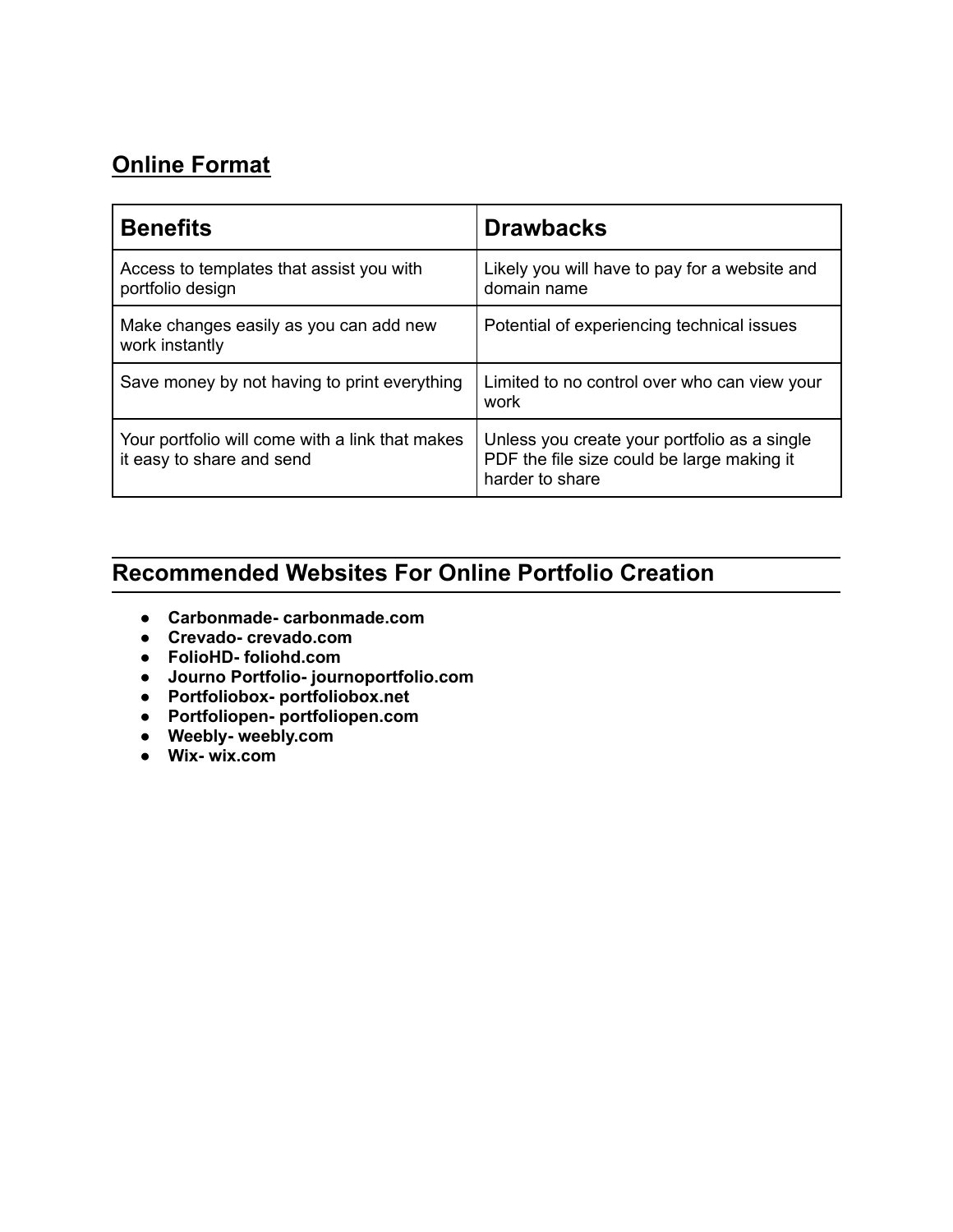## **Online Format**

| Benefits | Drawbacks |
|---|---|
| Access to templates that assist you with portfolio design | Likely you will have to pay for a website and domain name |
| Make changes easily as you can add new work instantly | Potential of experiencing technical issues |
| Save money by not having to print everything | Limited to no control over who can view your work |
| Your portfolio will come with a link that makes it easy to share and send | Unless you create your portfolio as a single PDF the file size could be large making it harder to share |

## Recommended Websites For Online Portfolio Creation

- **Carbonmade- carbonmade.com**
- **Crevado- crevado.com**
- **FolioHD- foliohd.com**
- **Journo Portfolio- journoportfolio.com**
- **Portfoliobox- portfoliobox.net**
- **Portfoliopen- portfoliopen.com**
- **Weebly- weebly.com**
- **Wix- wix.com**